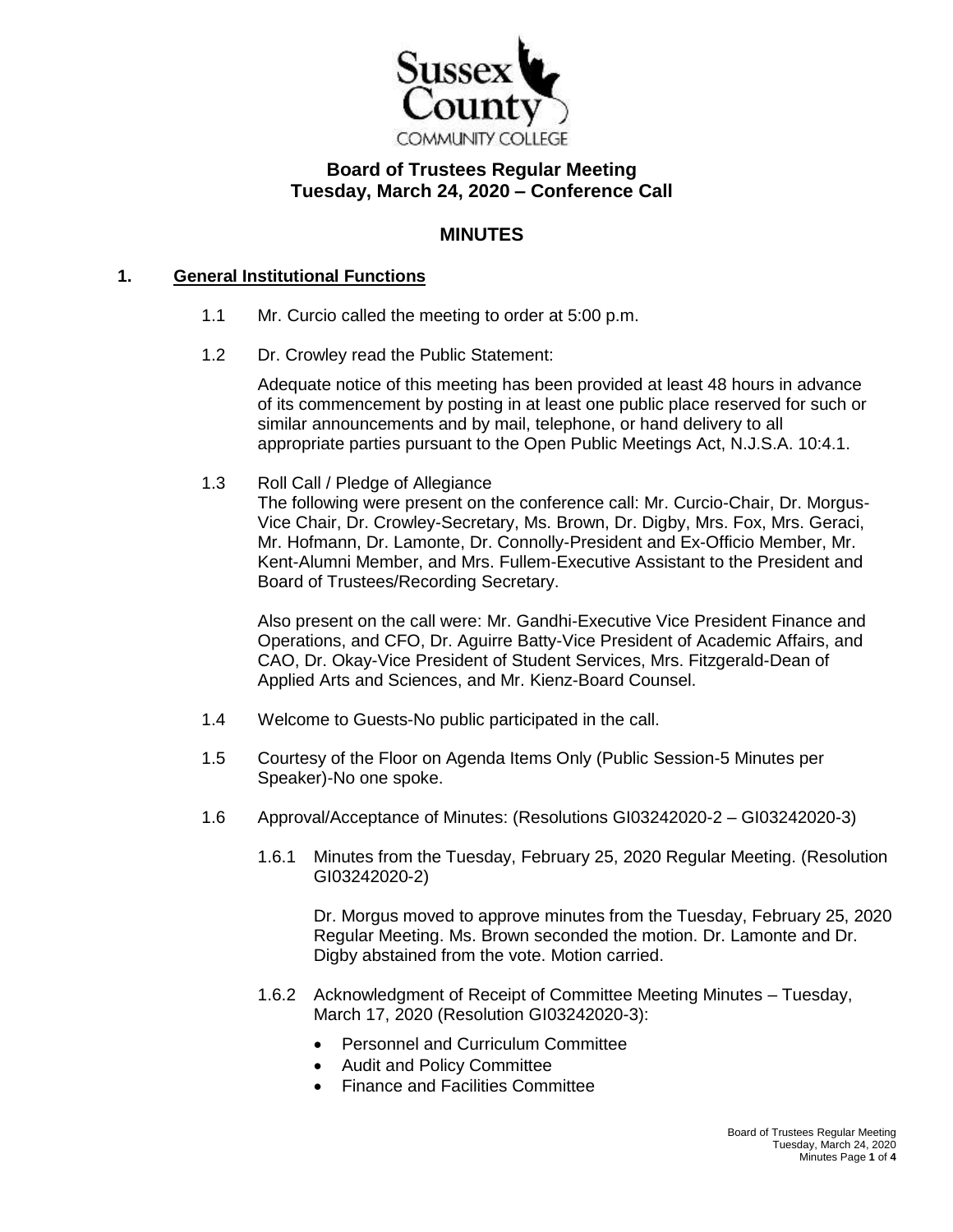Sussex County COMMUNITY COLLEGE

# Board of Trustees Regular Meeting
## Tuesday, March 24, 2020 – Conference Call

## MINUTES

### 1. General Institutional Functions

1.1 Mr. Curcio called the meeting to order at 5:00 p.m.

1.2 Dr. Crowley read the Public Statement:

Adequate notice of this meeting has been provided at least 48 hours in advance of its commencement by posting in at least one public place reserved for such or similar announcements and by mail, telephone, or hand delivery to all appropriate parties pursuant to the Open Public Meetings Act, N.J.S.A. 10:4.1.

1.3 Roll Call / Pledge of Allegiance
The following were present on the conference call: Mr. Curcio-Chair, Dr. Morgus-Vice Chair, Dr. Crowley-Secretary, Ms. Brown, Dr. Digby, Mrs. Fox, Mrs. Geraci, Mr. Hofmann, Dr. Lamonte, Dr. Connolly-President and Ex-Officio Member, Mr. Kent-Alumni Member, and Mrs. Fullem-Executive Assistant to the President and Board of Trustees/Recording Secretary.

Also present on the call were: Mr. Gandhi-Executive Vice President Finance and Operations, and CFO, Dr. Aguirre Batty-Vice President of Academic Affairs, and CAO, Dr. Okay-Vice President of Student Services, Mrs. Fitzgerald-Dean of Applied Arts and Sciences, and Mr. Kienz-Board Counsel.

1.4 Welcome to Guests-No public participated in the call.

1.5 Courtesy of the Floor on Agenda Items Only (Public Session-5 Minutes per Speaker)-No one spoke.

1.6 Approval/Acceptance of Minutes: (Resolutions GI03242020-2 – GI03242020-3)

1.6.1 Minutes from the Tuesday, February 25, 2020 Regular Meeting. (Resolution GI03242020-2)

Dr. Morgus moved to approve minutes from the Tuesday, February 25, 2020 Regular Meeting. Ms. Brown seconded the motion. Dr. Lamonte and Dr. Digby abstained from the vote. Motion carried.

1.6.2 Acknowledgment of Receipt of Committee Meeting Minutes – Tuesday, March 17, 2020 (Resolution GI03242020-3):

- Personnel and Curriculum Committee
- Audit and Policy Committee
- Finance and Facilities Committee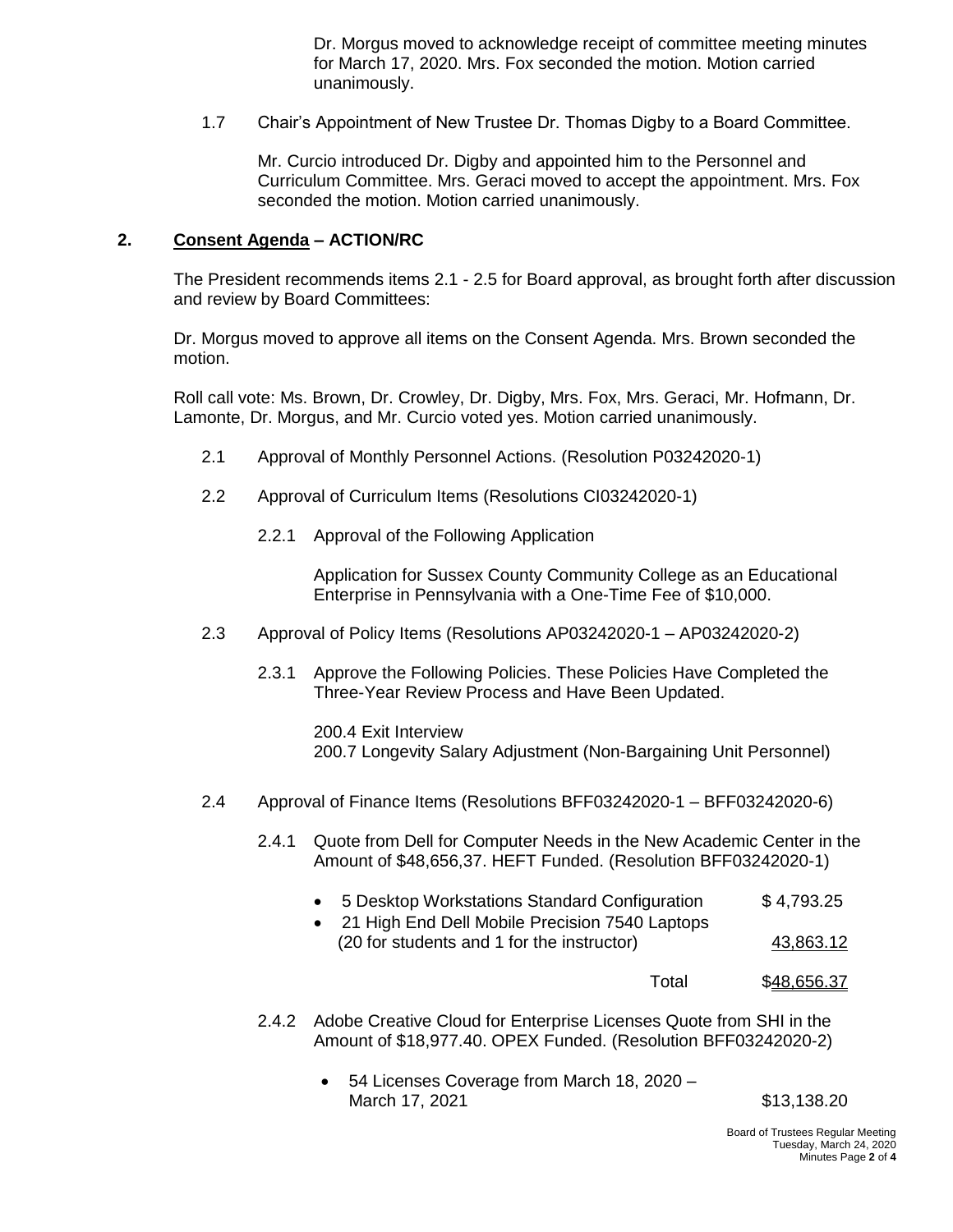Dr. Morgus moved to acknowledge receipt of committee meeting minutes for March 17, 2020. Mrs. Fox seconded the motion. Motion carried unanimously.

1.7 Chair's Appointment of New Trustee Dr. Thomas Digby to a Board Committee.

Mr. Curcio introduced Dr. Digby and appointed him to the Personnel and Curriculum Committee. Mrs. Geraci moved to accept the appointment. Mrs. Fox seconded the motion. Motion carried unanimously.

## 2. Consent Agenda – ACTION/RC

The President recommends items 2.1 - 2.5 for Board approval, as brought forth after discussion and review by Board Committees:

Dr. Morgus moved to approve all items on the Consent Agenda. Mrs. Brown seconded the motion.

Roll call vote: Ms. Brown, Dr. Crowley, Dr. Digby, Mrs. Fox, Mrs. Geraci, Mr. Hofmann, Dr. Lamonte, Dr. Morgus, and Mr. Curcio voted yes. Motion carried unanimously.

2.1 Approval of Monthly Personnel Actions. (Resolution P03242020-1)

2.2 Approval of Curriculum Items (Resolutions CI03242020-1)

2.2.1 Approval of the Following Application

Application for Sussex County Community College as an Educational Enterprise in Pennsylvania with a One-Time Fee of $10,000.

2.3 Approval of Policy Items (Resolutions AP03242020-1 – AP03242020-2)

2.3.1 Approve the Following Policies. These Policies Have Completed the Three-Year Review Process and Have Been Updated.

200.4 Exit Interview
200.7 Longevity Salary Adjustment (Non-Bargaining Unit Personnel)

2.4 Approval of Finance Items (Resolutions BFF03242020-1 – BFF03242020-6)

2.4.1 Quote from Dell for Computer Needs in the New Academic Center in the Amount of $48,656,37. HEFT Funded. (Resolution BFF03242020-1)

- 5 Desktop Workstations Standard Configuration $ 4,793.25
- 21 High End Dell Mobile Precision 7540 Laptops (20 for students and 1 for the instructor) 43,863.12

Total $48,656.37

2.4.2 Adobe Creative Cloud for Enterprise Licenses Quote from SHI in the Amount of $18,977.40. OPEX Funded. (Resolution BFF03242020-2)

- 54 Licenses Coverage from March 18, 2020 – March 17, 2021 $13,138.20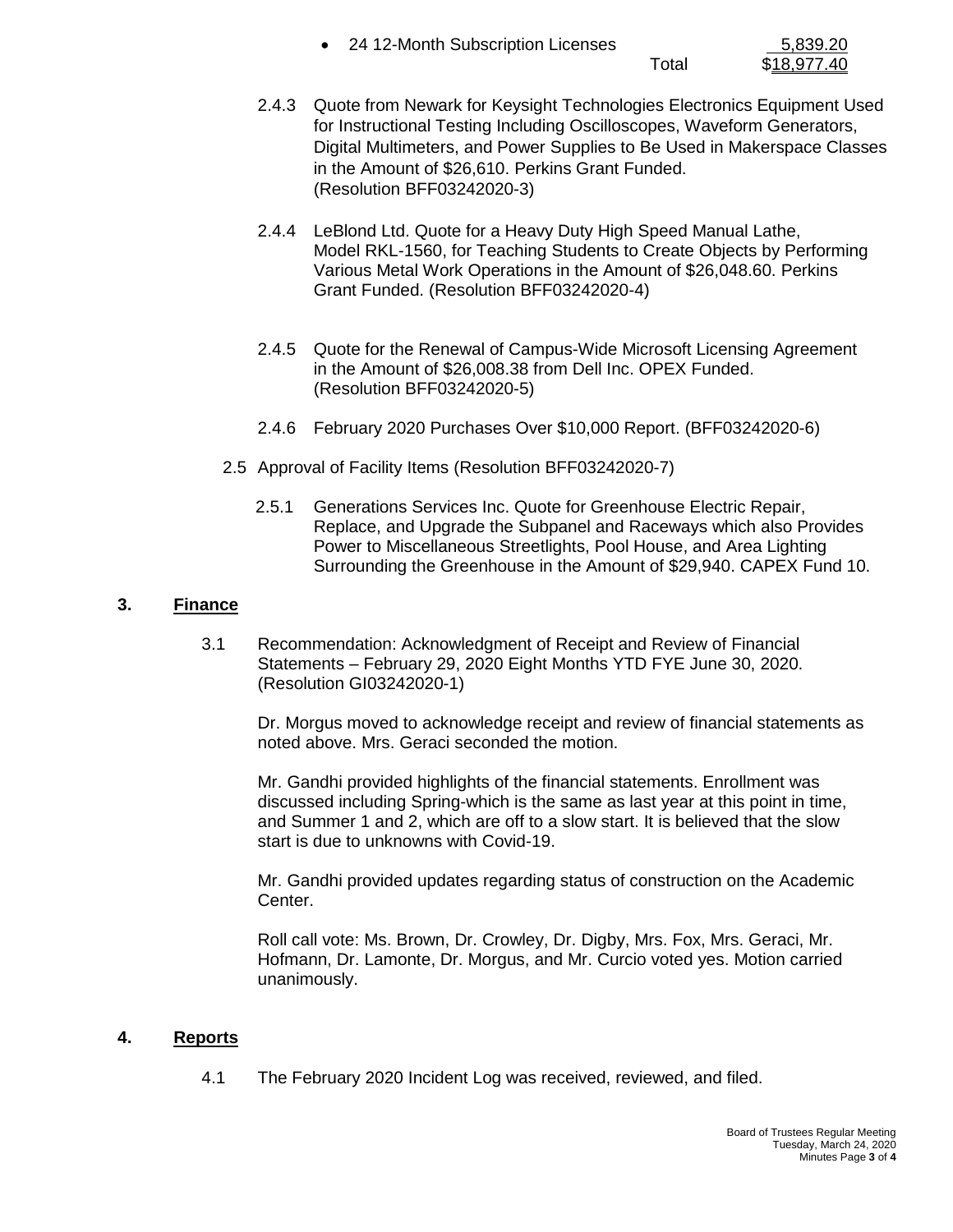- 24 12-Month Subscription Licenses 5,839.20

  Total $18,977.40

2.4.3 Quote from Newark for Keysight Technologies Electronics Equipment Used for Instructional Testing Including Oscilloscopes, Waveform Generators, Digital Multimeters, and Power Supplies to Be Used in Makerspace Classes in the Amount of $26,610. Perkins Grant Funded. (Resolution BFF03242020-3)

2.4.4 LeBlond Ltd. Quote for a Heavy Duty High Speed Manual Lathe, Model RKL-1560, for Teaching Students to Create Objects by Performing Various Metal Work Operations in the Amount of $26,048.60. Perkins Grant Funded. (Resolution BFF03242020-4)

2.4.5 Quote for the Renewal of Campus-Wide Microsoft Licensing Agreement in the Amount of $26,008.38 from Dell Inc. OPEX Funded. (Resolution BFF03242020-5)

2.4.6 February 2020 Purchases Over $10,000 Report. (BFF03242020-6)

2.5 Approval of Facility Items (Resolution BFF03242020-7)

2.5.1 Generations Services Inc. Quote for Greenhouse Electric Repair, Replace, and Upgrade the Subpanel and Raceways which also Provides Power to Miscellaneous Streetlights, Pool House, and Area Lighting Surrounding the Greenhouse in the Amount of $29,940. CAPEX Fund 10.

## 3. Finance

3.1 Recommendation: Acknowledgment of Receipt and Review of Financial Statements – February 29, 2020 Eight Months YTD FYE June 30, 2020. (Resolution GI03242020-1)

Dr. Morgus moved to acknowledge receipt and review of financial statements as noted above. Mrs. Geraci seconded the motion.

Mr. Gandhi provided highlights of the financial statements. Enrollment was discussed including Spring-which is the same as last year at this point in time, and Summer 1 and 2, which are off to a slow start. It is believed that the slow start is due to unknowns with Covid-19.

Mr. Gandhi provided updates regarding status of construction on the Academic Center.

Roll call vote: Ms. Brown, Dr. Crowley, Dr. Digby, Mrs. Fox, Mrs. Geraci, Mr. Hofmann, Dr. Lamonte, Dr. Morgus, and Mr. Curcio voted yes. Motion carried unanimously.

## 4. Reports

4.1 The February 2020 Incident Log was received, reviewed, and filed.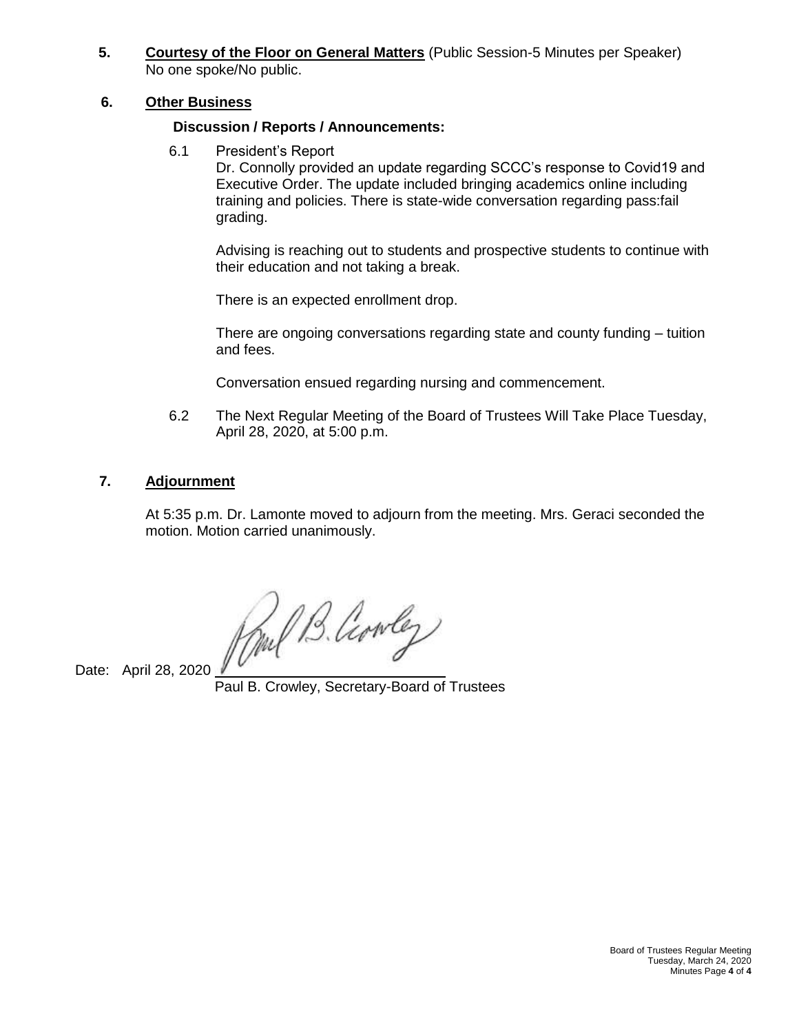**5. Courtesy of the Floor on General Matters** (Public Session-5 Minutes per Speaker)
No one spoke/No public.

**6. Other Business**

**Discussion / Reports / Announcements:**

6.1 President's Report
Dr. Connolly provided an update regarding SCCC's response to Covid19 and Executive Order. The update included bringing academics online including training and policies. There is state-wide conversation regarding pass:fail grading.

Advising is reaching out to students and prospective students to continue with their education and not taking a break.

There is an expected enrollment drop.

There are ongoing conversations regarding state and county funding – tuition and fees.

Conversation ensued regarding nursing and commencement.

6.2 The Next Regular Meeting of the Board of Trustees Will Take Place Tuesday, April 28, 2020, at 5:00 p.m.

**7. Adjournment**

At 5:35 p.m. Dr. Lamonte moved to adjourn from the meeting. Mrs. Geraci seconded the motion. Motion carried unanimously.

Date: April 28, 2020

Paul B. Crowley, Secretary-Board of Trustees